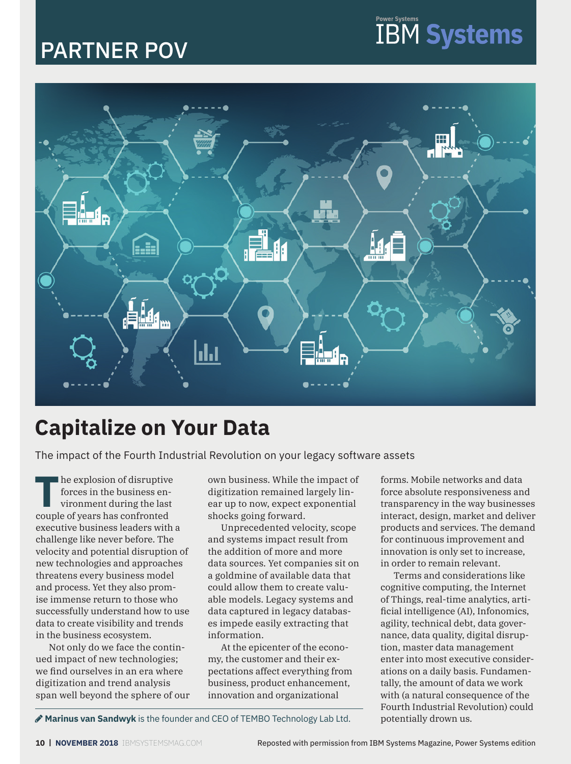PARTNER POV

# Capitalize on Your Data

The impact of the Fourth Industrial Revolution on your legacy software assets

The explosion of disruptive forces in the business environment during the last couple of years has confronted executive business leaders with a challenge like never before. The velocity and potential disruption of new technologies and approaches threatens every business model and process. Yet they also promise immense return to those who successfully understand how to use data to create visibility and trends in the business ecosystem.

Not only do we face the continued impact of new technologies; we find ourselves in an era where digitization and trend analysis span well beyond the sphere of our own business. While the impact of digitization remained largely linear up to now, expect exponential shocks going forward.

Unprecedented velocity, scope and systems impact result from the addition of more and more data sources. Yet companies sit on a goldmine of available data that could allow them to create valuable models. Legacy systems and data captured in legacy databases impede easily extracting that information.

At the epicenter of the economy, the customer and their expectations affect everything from business, product enhancement, innovation and organizational forms. Mobile networks and data force absolute responsiveness and transparency in the way businesses interact, design, market and deliver products and services. The demand for continuous improvement and innovation is only set to increase, in order to remain relevant.

Terms and considerations like cognitive computing, the Internet of Things, real-time analytics, artificial intelligence (AI), Infonomics, agility, technical debt, data governance, data quality, digital disruption, master data management enter into most executive considerations on a daily basis. Fundamentally, the amount of data we work with (a natural consequence of the Fourth Industrial Revolution) could potentially drown us.

**Marinus van Sandwyk** is the founder and CEO of TEMBO Technology Lab Ltd.

Reposted with permission from IBM Systems Magazine, Power Systems edition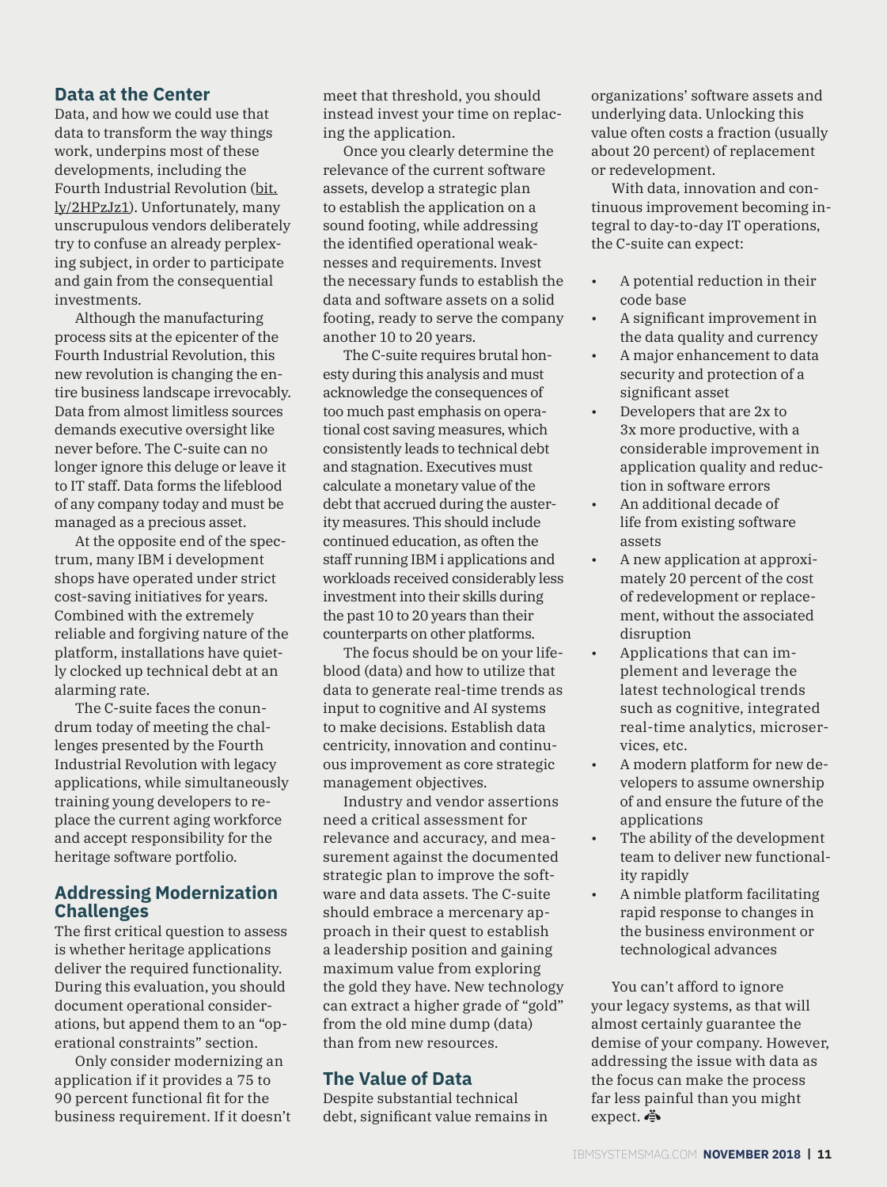## Data at the Center

Data, and how we could use that data to transform the way things work, underpins most of these developments, including the Fourth Industrial Revolution (bit.ly/2HPzJz1). Unfortunately, many unscrupulous vendors deliberately try to confuse an already perplexing subject, in order to participate and gain from the consequential investments.

Although the manufacturing process sits at the epicenter of the Fourth Industrial Revolution, this new revolution is changing the entire business landscape irrevocably. Data from almost limitless sources demands executive oversight like never before. The C-suite can no longer ignore this deluge or leave it to IT staff. Data forms the lifeblood of any company today and must be managed as a precious asset.

At the opposite end of the spectrum, many IBM i development shops have operated under strict cost-saving initiatives for years. Combined with the extremely reliable and forgiving nature of the platform, installations have quietly clocked up technical debt at an alarming rate.

The C-suite faces the conundrum today of meeting the challenges presented by the Fourth Industrial Revolution with legacy applications, while simultaneously training young developers to replace the current aging workforce and accept responsibility for the heritage software portfolio.

## Addressing Modernization Challenges

The first critical question to assess is whether heritage applications deliver the required functionality. During this evaluation, you should document operational considerations, but append them to an "operational constraints" section.

Only consider modernizing an application if it provides a 75 to 90 percent functional fit for the business requirement. If it doesn't meet that threshold, you should instead invest your time on replacing the application.

Once you clearly determine the relevance of the current software assets, develop a strategic plan to establish the application on a sound footing, while addressing the identified operational weaknesses and requirements. Invest the necessary funds to establish the data and software assets on a solid footing, ready to serve the company another 10 to 20 years.

The C-suite requires brutal honesty during this analysis and must acknowledge the consequences of too much past emphasis on operational cost saving measures, which consistently leads to technical debt and stagnation. Executives must calculate a monetary value of the debt that accrued during the austerity measures. This should include continued education, as often the staff running IBM i applications and workloads received considerably less investment into their skills during the past 10 to 20 years than their counterparts on other platforms.

The focus should be on your lifeblood (data) and how to utilize that data to generate real-time trends as input to cognitive and AI systems to make decisions. Establish data centricity, innovation and continuous improvement as core strategic management objectives.

Industry and vendor assertions need a critical assessment for relevance and accuracy, and measurement against the documented strategic plan to improve the software and data assets. The C-suite should embrace a mercenary approach in their quest to establish a leadership position and gaining maximum value from exploring the gold they have. New technology can extract a higher grade of "gold" from the old mine dump (data) than from new resources.

## The Value of Data

Despite substantial technical debt, significant value remains in organizations' software assets and underlying data. Unlocking this value often costs a fraction (usually about 20 percent) of replacement or redevelopment.

With data, innovation and continuous improvement becoming integral to day-to-day IT operations, the C-suite can expect:

- A potential reduction in their code base
- A significant improvement in the data quality and currency
- A major enhancement to data security and protection of a significant asset
- Developers that are 2x to 3x more productive, with a considerable improvement in application quality and reduction in software errors
- An additional decade of life from existing software assets
- A new application at approximately 20 percent of the cost of redevelopment or replacement, without the associated disruption
- Applications that can implement and leverage the latest technological trends such as cognitive, integrated real-time analytics, microservices, etc.
- A modern platform for new developers to assume ownership of and ensure the future of the applications
- The ability of the development team to deliver new functionality rapidly
- A nimble platform facilitating rapid response to changes in the business environment or technological advances

You can't afford to ignore your legacy systems, as that will almost certainly guarantee the demise of your company. However, addressing the issue with data as the focus can make the process far less painful than you might expect.